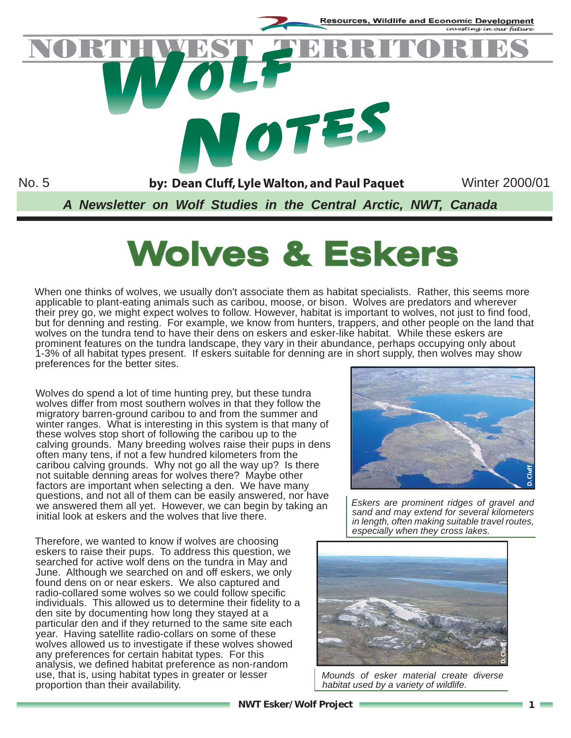Resources, Wildlife and Economic Development
*investing in our future*

# NORTHWEST TERRITORIES WOLF NOTES

No. 5 **by: Dean Cluff, Lyle Walton, and Paul Paquet** Winter 2000/01

***A Newsletter on Wolf Studies in the Central Arctic, NWT, Canada***

# Wolves & Eskers

When one thinks of wolves, we usually don't associate them as habitat specialists. Rather, this seems more applicable to plant-eating animals such as caribou, moose, or bison. Wolves are predators and wherever their prey go, we might expect wolves to follow. However, habitat is important to wolves, not just to find food, but for denning and resting. For example, we know from hunters, trappers, and other people on the land that wolves on the tundra tend to have their dens on eskers and esker-like habitat. While these eskers are prominent features on the tundra landscape, they vary in their abundance, perhaps occupying only about 1-3% of all habitat types present. If eskers suitable for denning are in short supply, then wolves may show preferences for the better sites.

Wolves do spend a lot of time hunting prey, but these tundra wolves differ from most southern wolves in that they follow the migratory barren-ground caribou to and from the summer and winter ranges. What is interesting in this system is that many of these wolves stop short of following the caribou up to the calving grounds. Many breeding wolves raise their pups in dens often many tens, if not a few hundred kilometers from the caribou calving grounds. Why not go all the way up? Is there not suitable denning areas for wolves there? Maybe other factors are important when selecting a den. We have many questions, and not all of them can be easily answered, nor have we answered them all yet. However, we can begin by taking an initial look at eskers and the wolves that live there.

*Eskers are prominent ridges of gravel and sand and may extend for several kilometers in length, often making suitable travel routes, especially when they cross lakes.*

Therefore, we wanted to know if wolves are choosing eskers to raise their pups. To address this question, we searched for active wolf dens on the tundra in May and June. Although we searched on and off eskers, we only found dens on or near eskers. We also captured and radio-collared some wolves so we could follow specific individuals. This allowed us to determine their fidelity to a den site by documenting how long they stayed at a particular den and if they returned to the same site each year. Having satellite radio-collars on some of these wolves allowed us to investigate if these wolves showed any preferences for certain habitat types. For this analysis, we defined habitat preference as non-random use, that is, using habitat types in greater or lesser proportion than their availability.

*Mounds of esker material create diverse habitat used by a variety of wildlife.*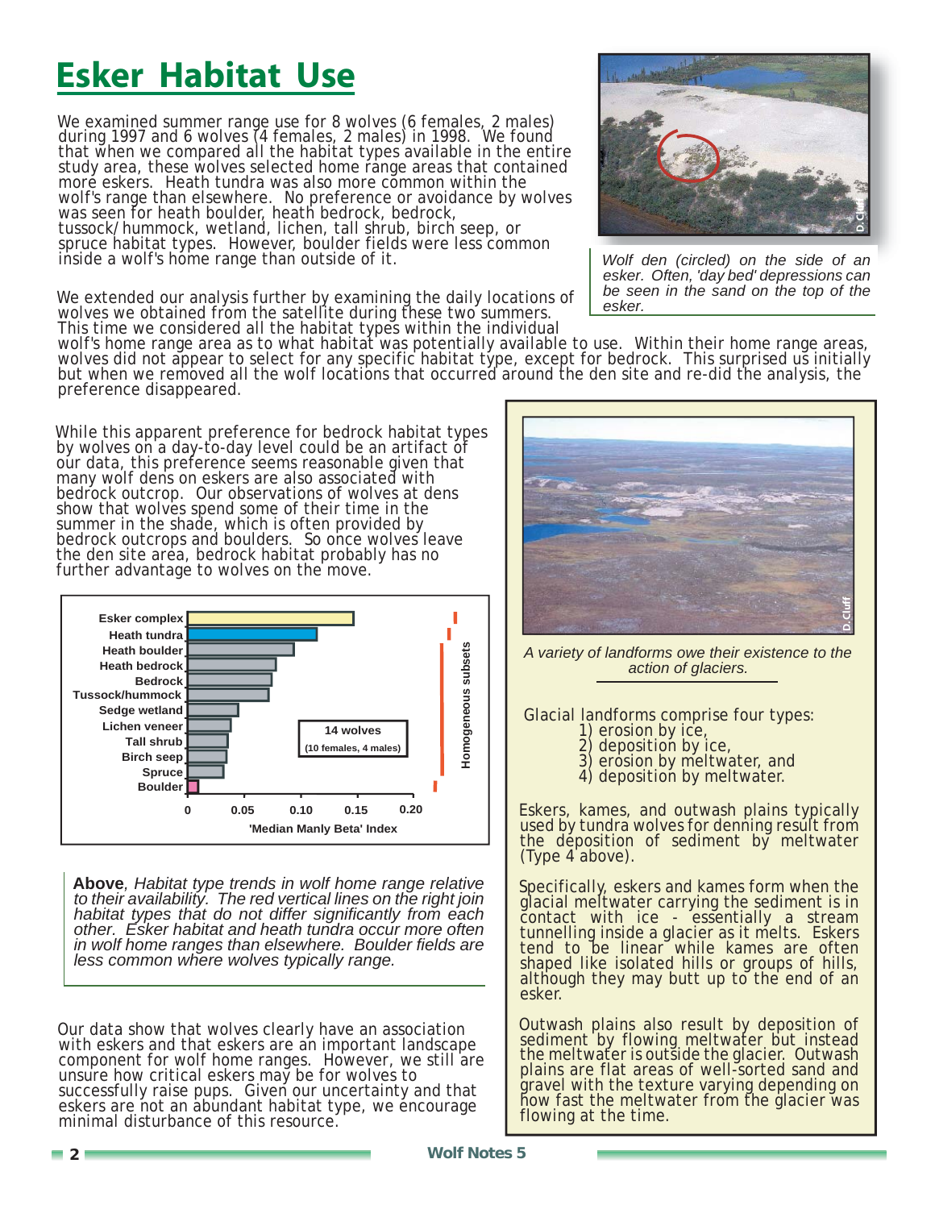# Esker Habitat Use

We examined summer range use for 8 wolves (6 females, 2 males) during 1997 and 6 wolves (4 females, 2 males) in 1998. We found that when we compared all the habitat types available in the entire study area, these wolves selected home range areas that contained more eskers. Heath tundra was also more common within the wolf's range than elsewhere. No preference or avoidance by wolves was seen for heath boulder, heath bedrock, bedrock, tussock/hummock, wetland, lichen, tall shrub, birch seep, or spruce habitat types. However, boulder fields were less common inside a wolf's home range than outside of it.

*Wolf den (circled) on the side of an esker. Often, 'day bed' depressions can be seen in the sand on the top of the esker.*

We extended our analysis further by examining the daily locations of wolves we obtained from the satellite during these two summers. This time we considered all the habitat types within the individual wolf's home range area as to what habitat was potentially available to use. Within their home range areas, wolves did not appear to select for any specific habitat type, except for bedrock. This surprised us initially but when we removed all the wolf locations that occurred around the den site and re-did the analysis, the preference disappeared.

While this apparent preference for bedrock habitat types by wolves on a day-to-day level could be an artifact of our data, this preference seems reasonable given that many wolf dens on eskers are also associated with bedrock outcrop. Our observations of wolves at dens show that wolves spend some of their time in the summer in the shade, which is often provided by bedrock outcrops and boulders. So once wolves leave the den site area, bedrock habitat probably has no further advantage to wolves on the move.

**Above**, *Habitat type trends in wolf home range relative to their availability. The red vertical lines on the right join habitat types that do not differ significantly from each other. Esker habitat and heath tundra occur more often in wolf home ranges than elsewhere. Boulder fields are less common where wolves typically range.*

Our data show that wolves clearly have an association with eskers and that eskers are an important landscape component for wolf home ranges. However, we still are unsure how critical eskers may be for wolves to successfully raise pups. Given our uncertainty and that eskers are not an abundant habitat type, we encourage minimal disturbance of this resource.

*A variety of landforms owe their existence to the action of glaciers.*

Glacial landforms comprise four types:
1) erosion by ice,
2) deposition by ice,
3) erosion by meltwater, and
4) deposition by meltwater.

Eskers, kames, and outwash plains typically used by tundra wolves for denning result from the deposition of sediment by meltwater (Type 4 above).

Specifically, eskers and kames form when the glacial meltwater carrying the sediment is in contact with ice - essentially a stream tunnelling inside a glacier as it melts. Eskers tend to be linear while kames are often shaped like isolated hills or groups of hills, although they may butt up to the end of an esker.

Outwash plains also result by deposition of sediment by flowing meltwater but instead the meltwater is outside the glacier. Outwash plains are flat areas of well-sorted sand and gravel with the texture varying depending on how fast the meltwater from the glacier was flowing at the time.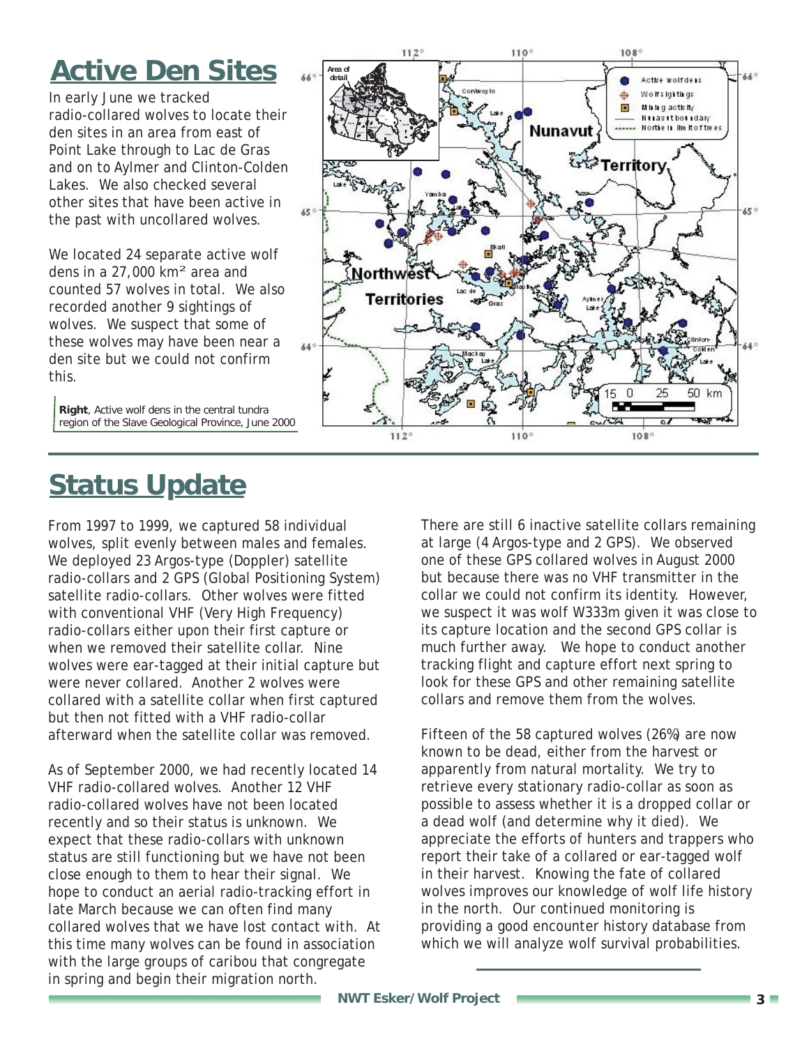## Active Den Sites

In early June we tracked radio-collared wolves to locate their den sites in an area from east of Point Lake through to Lac de Gras and on to Aylmer and Clinton-Colden Lakes. We also checked several other sites that have been active in the past with uncollared wolves.

We located 24 separate active wolf dens in a 27,000 km² area and counted 57 wolves in total. We also recorded another 9 sightings of wolves. We suspect that some of these wolves may have been near a den site but we could not confirm this.

**Right**, Active wolf dens in the central tundra region of the Slave Geological Province, June 2000

## Status Update

From 1997 to 1999, we captured 58 individual wolves, split evenly between males and females. We deployed 23 Argos-type (Doppler) satellite radio-collars and 2 GPS (Global Positioning System) satellite radio-collars. Other wolves were fitted with conventional VHF (Very High Frequency) radio-collars either upon their first capture or when we removed their satellite collar. Nine wolves were ear-tagged at their initial capture but were never collared. Another 2 wolves were collared with a satellite collar when first captured but then not fitted with a VHF radio-collar afterward when the satellite collar was removed.

As of September 2000, we had recently located 14 VHF radio-collared wolves. Another 12 VHF radio-collared wolves have not been located recently and so their status is unknown. We expect that these radio-collars with unknown status are still functioning but we have not been close enough to them to hear their signal. We hope to conduct an aerial radio-tracking effort in late March because we can often find many collared wolves that we have lost contact with. At this time many wolves can be found in association with the large groups of caribou that congregate in spring and begin their migration north.

There are still 6 inactive satellite collars remaining at large (4 Argos-type and 2 GPS). We observed one of these GPS collared wolves in August 2000 but because there was no VHF transmitter in the collar we could not confirm its identity. However, we suspect it was wolf W333m given it was close to its capture location and the second GPS collar is much further away. We hope to conduct another tracking flight and capture effort next spring to look for these GPS and other remaining satellite collars and remove them from the wolves.

Fifteen of the 58 captured wolves (26%) are now known to be dead, either from the harvest or apparently from natural mortality. We try to retrieve every stationary radio-collar as soon as possible to assess whether it is a dropped collar or a dead wolf (and determine why it died). We appreciate the efforts of hunters and trappers who report their take of a collared or ear-tagged wolf in their harvest. Knowing the fate of collared wolves improves our knowledge of wolf life history in the north. Our continued monitoring is providing a good encounter history database from which we will analyze wolf survival probabilities.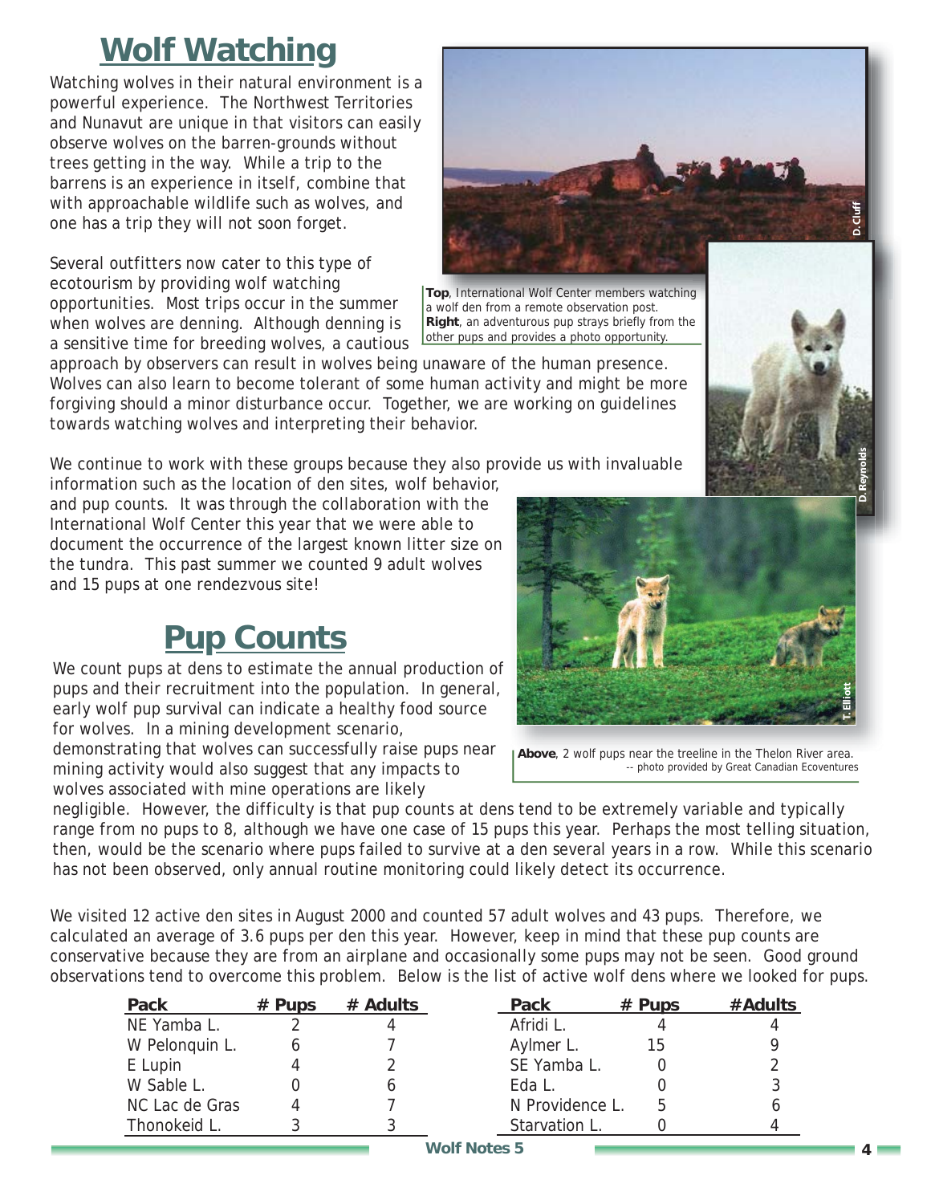# Wolf Watching

Watching wolves in their natural environment is a powerful experience. The Northwest Territories and Nunavut are unique in that visitors can easily observe wolves on the barren-grounds without trees getting in the way. While a trip to the barrens is an experience in itself, combine that with approachable wildlife such as wolves, and one has a trip they will not soon forget.

Several outfitters now cater to this type of ecotourism by providing wolf watching opportunities. Most trips occur in the summer when wolves are denning. Although denning is a sensitive time for breeding wolves, a cautious approach by observers can result in wolves being unaware of the human presence. Wolves can also learn to become tolerant of some human activity and might be more forgiving should a minor disturbance occur. Together, we are working on guidelines towards watching wolves and interpreting their behavior.

**Top**, International Wolf Center members watching a wolf den from a remote observation post. **Right**, an adventurous pup strays briefly from the other pups and provides a photo opportunity.

We continue to work with these groups because they also provide us with invaluable information such as the location of den sites, wolf behavior, and pup counts. It was through the collaboration with the International Wolf Center this year that we were able to document the occurrence of the largest known litter size on the tundra. This past summer we counted 9 adult wolves and 15 pups at one rendezvous site!

# Pup Counts

We count pups at dens to estimate the annual production of pups and their recruitment into the population. In general, early wolf pup survival can indicate a healthy food source for wolves. In a mining development scenario, demonstrating that wolves can successfully raise pups near mining activity would also suggest that any impacts to wolves associated with mine operations are likely negligible. However, the difficulty is that pup counts at dens tend to be extremely variable and typically range from no pups to 8, although we have one case of 15 pups this year. Perhaps the most telling situation, then, would be the scenario where pups failed to survive at a den several years in a row. While this scenario has not been observed, only annual routine monitoring could likely detect its occurrence.

**Above**, 2 wolf pups near the treeline in the Thelon River area. -- photo provided by Great Canadian Ecoventures

We visited 12 active den sites in August 2000 and counted 57 adult wolves and 43 pups. Therefore, we calculated an average of 3.6 pups per den this year. However, keep in mind that these pup counts are conservative because they are from an airplane and occasionally some pups may not be seen. Good ground observations tend to overcome this problem. Below is the list of active wolf dens where we looked for pups.

| Pack | # Pups | # Adults |
|---|---|---|
| NE Yamba L. | 2 | 4 |
| W Pelonquin L. | 6 | 7 |
| E Lupin | 4 | 2 |
| W Sable L. | 0 | 6 |
| NC Lac de Gras | 4 | 7 |
| Thonokeid L. | 3 | 3 |
| Afridi L. | 4 | 4 |
| Aylmer L. | 15 | 9 |
| SE Yamba L. | 0 | 2 |
| Eda L. | 0 | 3 |
| N Providence L. | 5 | 6 |
| Starvation L. | 0 | 4 |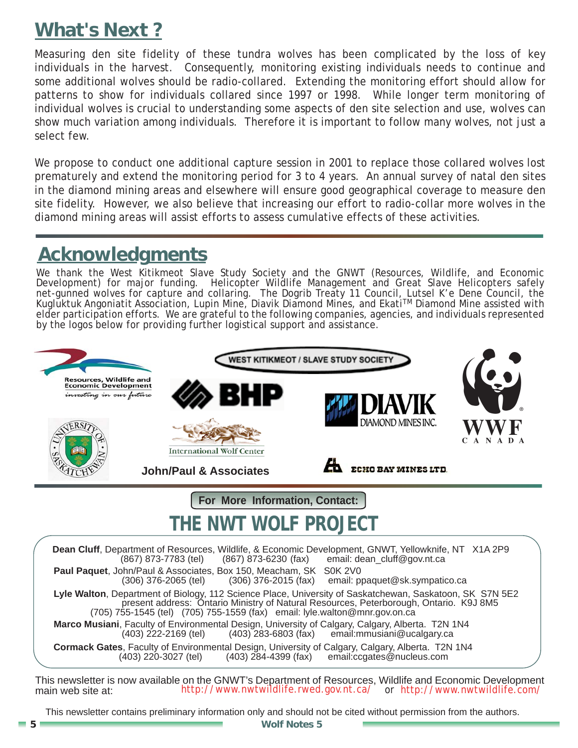## What's Next ?

Measuring den site fidelity of these tundra wolves has been complicated by the loss of key individuals in the harvest. Consequently, monitoring existing individuals needs to continue and some additional wolves should be radio-collared. Extending the monitoring effort should allow for patterns to show for individuals collared since 1997 or 1998. While longer term monitoring of individual wolves is crucial to understanding some aspects of den site selection and use, wolves can show much variation among individuals. Therefore it is important to follow many wolves, not just a select few.

We propose to conduct one additional capture session in 2001 to replace those collared wolves lost prematurely and extend the monitoring period for 3 to 4 years. An annual survey of natal den sites in the diamond mining areas and elsewhere will ensure good geographical coverage to measure den site fidelity. However, we also believe that increasing our effort to radio-collar more wolves in the diamond mining areas will assist efforts to assess cumulative effects of these activities.

## Acknowledgments

We thank the West Kitikmeot Slave Study Society and the GNWT (Resources, Wildlife, and Economic Development) for major funding. Helicopter Wildlife Management and Great Slave Helicopters safely net-gunned wolves for capture and collaring. The Dogrib Treaty 11 Council, Lutsel K'e Dene Council, the Kugluktuk Angoniatit Association, Lupin Mine, Diavik Diamond Mines, and Ekati™ Diamond Mine assisted with elder participation efforts. We are grateful to the following companies, agencies, and individuals represented by the logos below for providing further logistical support and assistance.

Resources, Wildlife and Economic Development — *investing in our future*

WEST KITIKMEOT / SLAVE STUDY SOCIETY

BHP

DIAVIK DIAMOND MINES INC.

WWF CANADA

University of Saskatchewan

International Wolf Center

John/Paul & Associates

ECHO BAY MINES LTD.

**For More Information, Contact:**

## THE NWT WOLF PROJECT

**Dean Cluff**, Department of Resources, Wildlife, & Economic Development, GNWT, Yellowknife, NT X1A 2P9
(867) 873-7783 (tel) (867) 873-6230 (fax) email: dean_cluff@gov.nt.ca

**Paul Paquet**, John/Paul & Associates, Box 150, Meacham, SK S0K 2V0
(306) 376-2065 (tel) (306) 376-2015 (fax) email: ppaquet@sk.sympatico.ca

**Lyle Walton**, Department of Biology, 112 Science Place, University of Saskatchewan, Saskatoon, SK S7N 5E2
present address: Ontario Ministry of Natural Resources, Peterborough, Ontario. K9J 8M5
(705) 755-1545 (tel) (705) 755-1559 (fax) email: lyle.walton@mnr.gov.on.ca

**Marco Musiani**, Faculty of Environmental Design, University of Calgary, Calgary, Alberta. T2N 1N4
(403) 222-2169 (tel) (403) 283-6803 (fax) email:mmusiani@ucalgary.ca

**Cormack Gates**, Faculty of Environmental Design, University of Calgary, Calgary, Alberta. T2N 1N4
(403) 220-3027 (tel) (403) 284-4399 (fax) email:ccgates@nucleus.com

This newsletter is now available on the GNWT's Department of Resources, Wildlife and Economic Development main web site at: http://www.nwtwildlife.rwed.gov.nt.ca/ or http://www.nwtwildlife.com/

This newsletter contains preliminary information only and should not be cited without permission from the authors.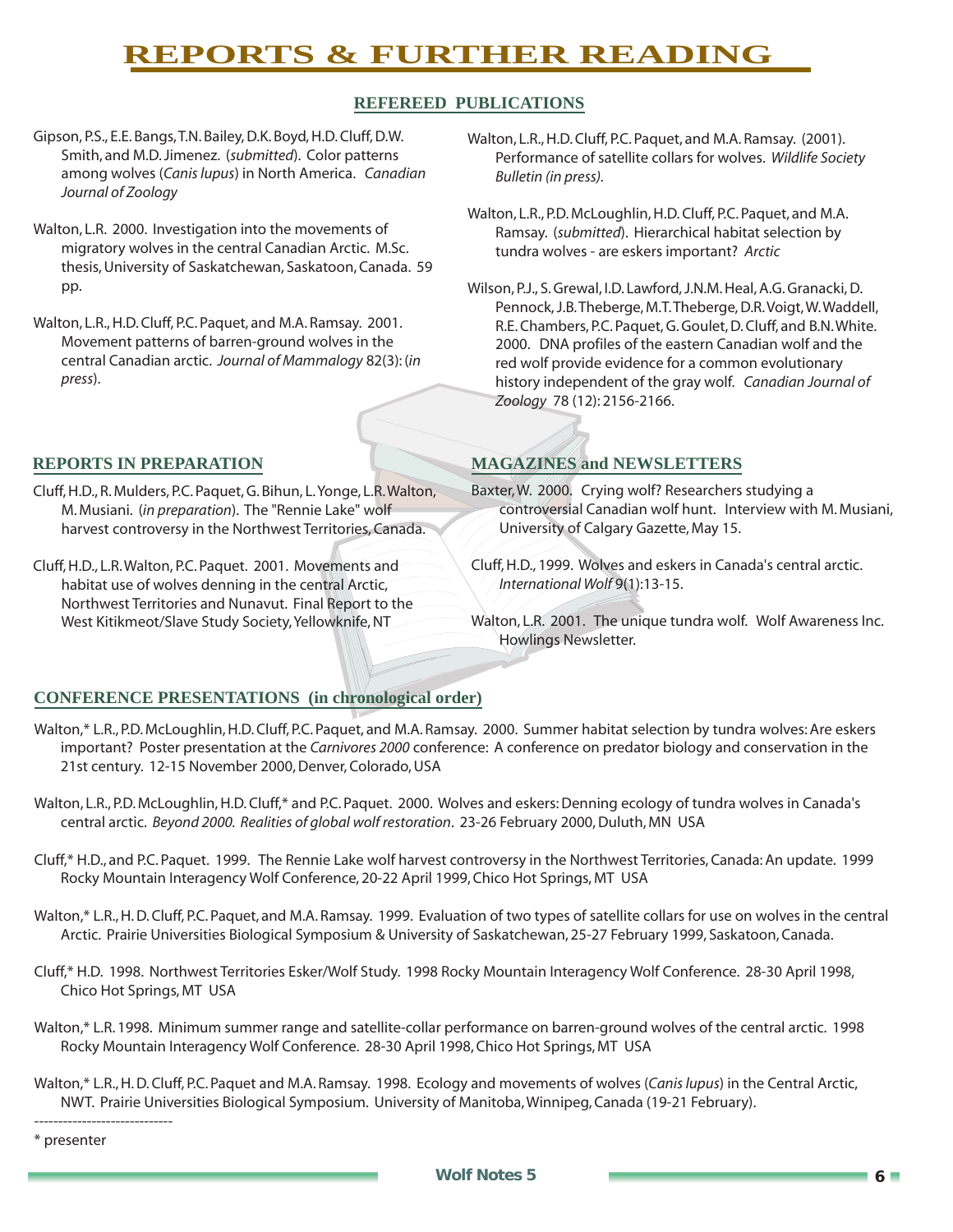# REPORTS & FURTHER READING

## REFEREED PUBLICATIONS

Gipson, P.S., E.E. Bangs, T.N. Bailey, D.K. Boyd, H.D. Cluff, D.W. Smith, and M.D. Jimenez. (*submitted*). Color patterns among wolves (*Canis lupus*) in North America. *Canadian Journal of Zoology*

Walton, L.R. 2000. Investigation into the movements of migratory wolves in the central Canadian Arctic. M.Sc. thesis, University of Saskatchewan, Saskatoon, Canada. 59 pp.

Walton, L.R., H.D. Cluff, P.C. Paquet, and M.A. Ramsay. 2001. Movement patterns of barren-ground wolves in the central Canadian arctic. *Journal of Mammalogy* 82(3): (*in press*).

Walton, L.R., H.D. Cluff, P.C. Paquet, and M.A. Ramsay. (2001). Performance of satellite collars for wolves. *Wildlife Society Bulletin (in press)*.

Walton, L.R., P.D. McLoughlin, H.D. Cluff, P.C. Paquet, and M.A. Ramsay. (*submitted*). Hierarchical habitat selection by tundra wolves - are eskers important? *Arctic*

Wilson, P.J., S. Grewal, I.D. Lawford, J.N.M. Heal, A.G. Granacki, D. Pennock, J.B. Theberge, M.T. Theberge, D.R. Voigt, W. Waddell, R.E. Chambers, P.C. Paquet, G. Goulet, D. Cluff, and B.N. White. 2000. DNA profiles of the eastern Canadian wolf and the red wolf provide evidence for a common evolutionary history independent of the gray wolf. *Canadian Journal of Zoology* 78 (12): 2156-2166.

## REPORTS IN PREPARATION

Cluff, H.D., R. Mulders, P.C. Paquet, G. Bihun, L. Yonge, L.R. Walton, M. Musiani. (*in preparation*). The "Rennie Lake" wolf harvest controversy in the Northwest Territories, Canada.

Cluff, H.D., L.R. Walton, P.C. Paquet. 2001. Movements and habitat use of wolves denning in the central Arctic, Northwest Territories and Nunavut. Final Report to the West Kitikmeot/Slave Study Society, Yellowknife, NT

## MAGAZINES and NEWSLETTERS

Baxter, W. 2000. Crying wolf? Researchers studying a controversial Canadian wolf hunt. Interview with M. Musiani, University of Calgary Gazette, May 15.

Cluff, H.D., 1999. Wolves and eskers in Canada's central arctic. *International Wolf* 9(1):13-15.

Walton, L.R. 2001. The unique tundra wolf. Wolf Awareness Inc. Howlings Newsletter.

## CONFERENCE PRESENTATIONS (in chronological order)

Walton,* L.R., P.D. McLoughlin, H.D. Cluff, P.C. Paquet, and M.A. Ramsay. 2000. Summer habitat selection by tundra wolves: Are eskers important? Poster presentation at the *Carnivores 2000* conference: A conference on predator biology and conservation in the 21st century. 12-15 November 2000, Denver, Colorado, USA

Walton, L.R., P.D. McLoughlin, H.D. Cluff,* and P.C. Paquet. 2000. Wolves and eskers: Denning ecology of tundra wolves in Canada's central arctic. *Beyond 2000. Realities of global wolf restoration*. 23-26 February 2000, Duluth, MN USA

Cluff,* H.D., and P.C. Paquet. 1999. The Rennie Lake wolf harvest controversy in the Northwest Territories, Canada: An update. 1999 Rocky Mountain Interagency Wolf Conference, 20-22 April 1999, Chico Hot Springs, MT USA

Walton,* L.R., H. D. Cluff, P.C. Paquet, and M.A. Ramsay. 1999. Evaluation of two types of satellite collars for use on wolves in the central Arctic. Prairie Universities Biological Symposium & University of Saskatchewan, 25-27 February 1999, Saskatoon, Canada.

Cluff,* H.D. 1998. Northwest Territories Esker/Wolf Study. 1998 Rocky Mountain Interagency Wolf Conference. 28-30 April 1998, Chico Hot Springs, MT USA

Walton,* L.R. 1998. Minimum summer range and satellite-collar performance on barren-ground wolves of the central arctic. 1998 Rocky Mountain Interagency Wolf Conference. 28-30 April 1998, Chico Hot Springs, MT USA

Walton,* L.R., H. D. Cluff, P.C. Paquet and M.A. Ramsay. 1998. Ecology and movements of wolves (*Canis lupus*) in the Central Arctic, NWT. Prairie Universities Biological Symposium. University of Manitoba, Winnipeg, Canada (19-21 February).

-----------------------------

* presenter